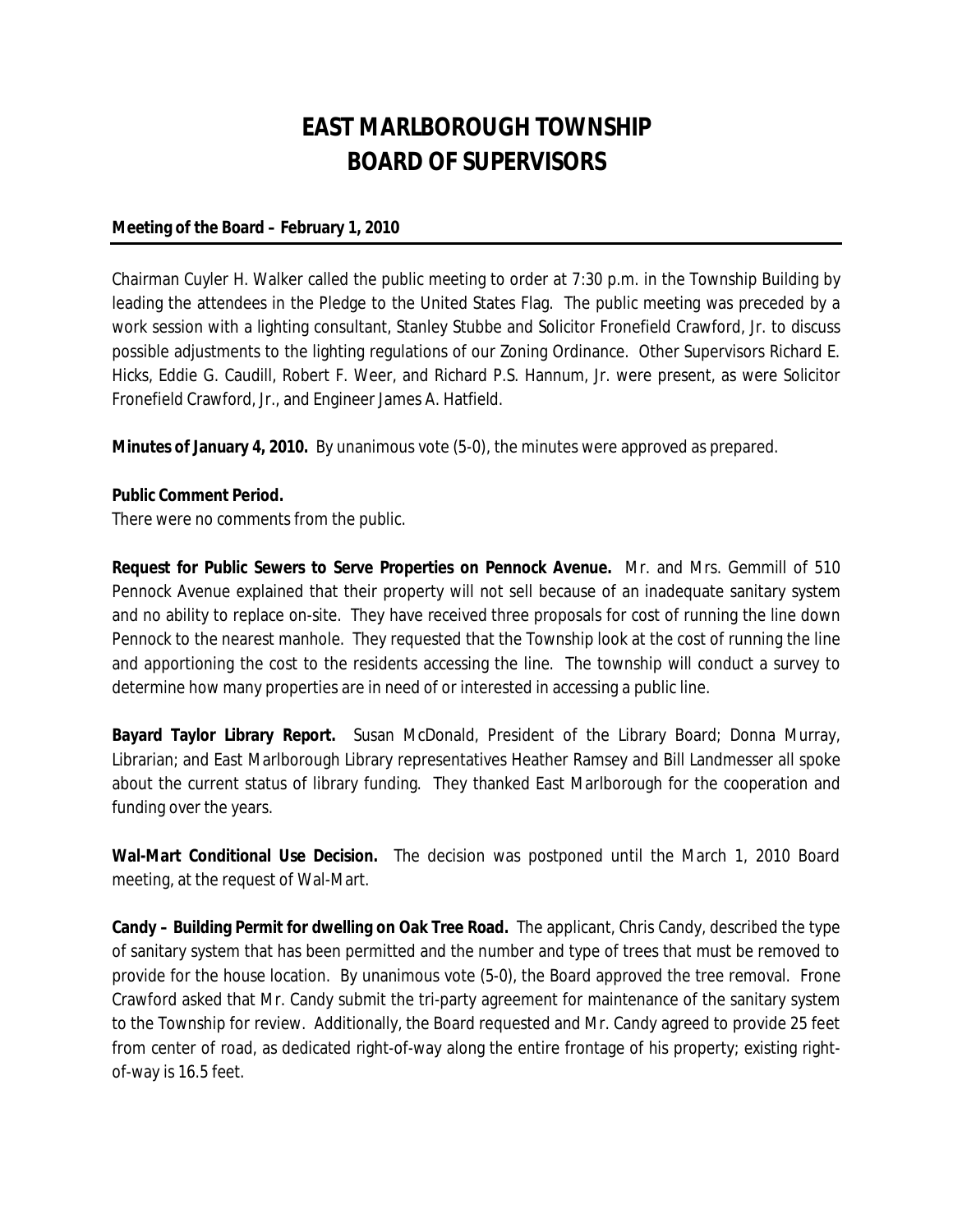# EAST MARLBOROUGH TOWNSHIP
# BOARD OF SUPERVISORS

**Meeting of the Board – February 1, 2010**

---

Chairman Cuyler H. Walker called the public meeting to order at 7:30 p.m. in the Township Building by leading the attendees in the Pledge to the United States Flag. The public meeting was preceded by a work session with a lighting consultant, Stanley Stubbe and Solicitor Fronefield Crawford, Jr. to discuss possible adjustments to the lighting regulations of our Zoning Ordinance. Other Supervisors Richard E. Hicks, Eddie G. Caudill, Robert F. Weer, and Richard P.S. Hannum, Jr. were present, as were Solicitor Fronefield Crawford, Jr., and Engineer James A. Hatfield.

**Minutes of January 4, 2010.** By unanimous vote (5-0), the minutes were approved as prepared.

**Public Comment Period.**
There were no comments from the public.

**Request for Public Sewers to Serve Properties on Pennock Avenue.** Mr. and Mrs. Gemmill of 510 Pennock Avenue explained that their property will not sell because of an inadequate sanitary system and no ability to replace on-site. They have received three proposals for cost of running the line down Pennock to the nearest manhole. They requested that the Township look at the cost of running the line and apportioning the cost to the residents accessing the line. The township will conduct a survey to determine how many properties are in need of or interested in accessing a public line.

**Bayard Taylor Library Report.** Susan McDonald, President of the Library Board; Donna Murray, Librarian; and East Marlborough Library representatives Heather Ramsey and Bill Landmesser all spoke about the current status of library funding. They thanked East Marlborough for the cooperation and funding over the years.

**Wal-Mart Conditional Use Decision.** The decision was postponed until the March 1, 2010 Board meeting, at the request of Wal-Mart.

**Candy – Building Permit for dwelling on Oak Tree Road.** The applicant, Chris Candy, described the type of sanitary system that has been permitted and the number and type of trees that must be removed to provide for the house location. By unanimous vote (5-0), the Board approved the tree removal. Frone Crawford asked that Mr. Candy submit the tri-party agreement for maintenance of the sanitary system to the Township for review. Additionally, the Board requested and Mr. Candy agreed to provide 25 feet from center of road, as dedicated right-of-way along the entire frontage of his property; existing right-of-way is 16.5 feet.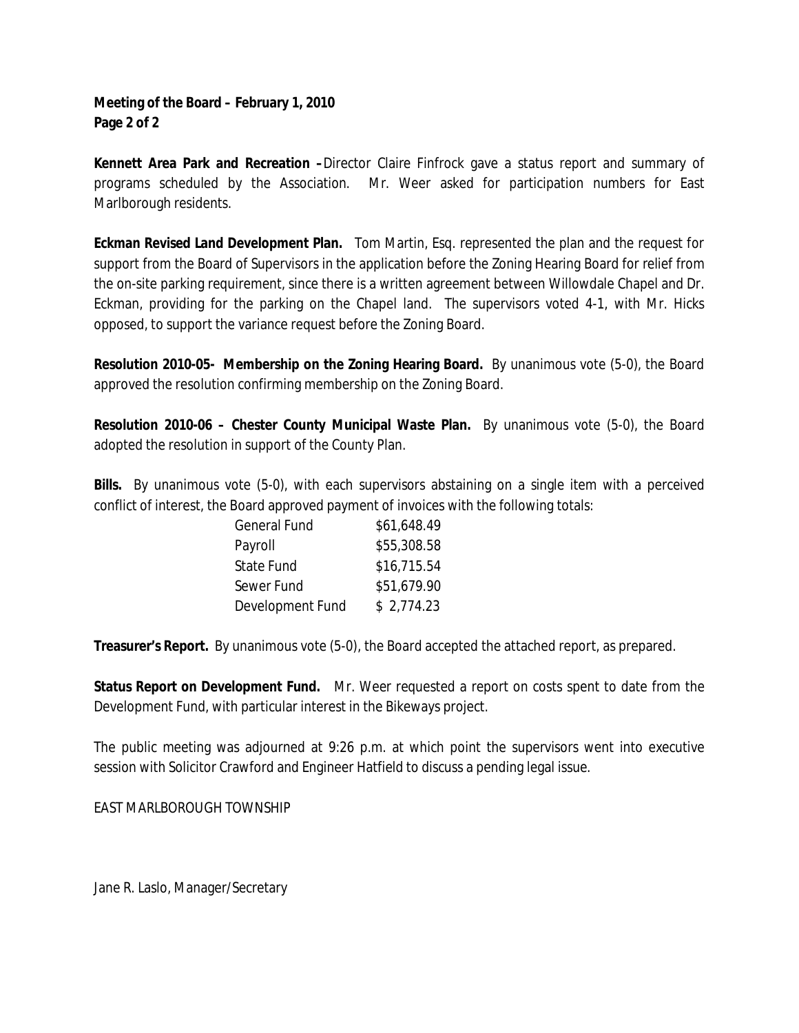**Kennett Area Park and Recreation –** Director Claire Finfrock gave a status report and summary of programs scheduled by the Association. Mr. Weer asked for participation numbers for East Marlborough residents.

**Eckman Revised Land Development Plan.** Tom Martin, Esq. represented the plan and the request for support from the Board of Supervisors in the application before the Zoning Hearing Board for relief from the on-site parking requirement, since there is a written agreement between Willowdale Chapel and Dr. Eckman, providing for the parking on the Chapel land. The supervisors voted 4-1, with Mr. Hicks opposed, to support the variance request before the Zoning Board.

**Resolution 2010-05- Membership on the Zoning Hearing Board.** By unanimous vote (5-0), the Board approved the resolution confirming membership on the Zoning Board.

**Resolution 2010-06 – Chester County Municipal Waste Plan.** By unanimous vote (5-0), the Board adopted the resolution in support of the County Plan.

**Bills.** By unanimous vote (5-0), with each supervisors abstaining on a single item with a perceived conflict of interest, the Board approved payment of invoices with the following totals:

| | |
|---|---|
| General Fund | $61,648.49 |
| Payroll | $55,308.58 |
| State Fund | $16,715.54 |
| Sewer Fund | $51,679.90 |
| Development Fund | $ 2,774.23 |

**Treasurer's Report.** By unanimous vote (5-0), the Board accepted the attached report, as prepared.

**Status Report on Development Fund.** Mr. Weer requested a report on costs spent to date from the Development Fund, with particular interest in the Bikeways project.

The public meeting was adjourned at 9:26 p.m. at which point the supervisors went into executive session with Solicitor Crawford and Engineer Hatfield to discuss a pending legal issue.

EAST MARLBOROUGH TOWNSHIP

Jane R. Laslo, Manager/Secretary